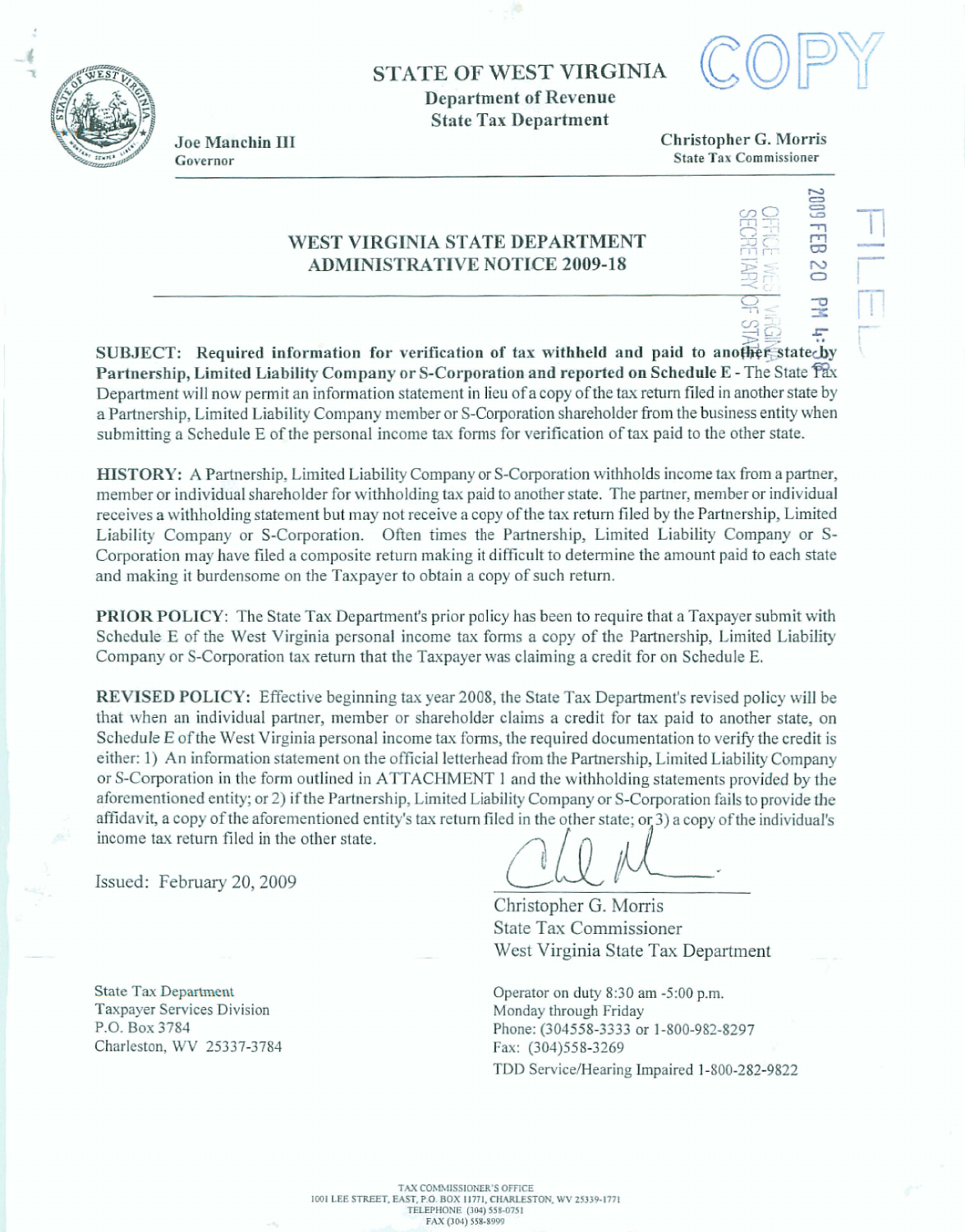# STATE OF WEST VIRGINIA

**Department of Revenue**
**State Tax Department**

COPY

**Joe Manchin III**
Governor

**Christopher G. Morris**
State Tax Commissioner

2009 FEB 20 PM 4:08
OFFICE WEST VIRGINIA SECRETARY OF STATE

FILED

## WEST VIRGINIA STATE DEPARTMENT ADMINISTRATIVE NOTICE 2009-18

**SUBJECT: Required information for verification of tax withheld and paid to another state by Partnership, Limited Liability Company or S-Corporation and reported on Schedule E** - The State Tax Department will now permit an information statement in lieu of a copy of the tax return filed in another state by a Partnership, Limited Liability Company member or S-Corporation shareholder from the business entity when submitting a Schedule E of the personal income tax forms for verification of tax paid to the other state.

**HISTORY:** A Partnership, Limited Liability Company or S-Corporation withholds income tax from a partner, member or individual shareholder for withholding tax paid to another state. The partner, member or individual receives a withholding statement but may not receive a copy of the tax return filed by the Partnership, Limited Liability Company or S-Corporation. Often times the Partnership, Limited Liability Company or S-Corporation may have filed a composite return making it difficult to determine the amount paid to each state and making it burdensome on the Taxpayer to obtain a copy of such return.

**PRIOR POLICY**: The State Tax Department's prior policy has been to require that a Taxpayer submit with Schedule E of the West Virginia personal income tax forms a copy of the Partnership, Limited Liability Company or S-Corporation tax return that the Taxpayer was claiming a credit for on Schedule E.

**REVISED POLICY:** Effective beginning tax year 2008, the State Tax Department's revised policy will be that when an individual partner, member or shareholder claims a credit for tax paid to another state, on Schedule E of the West Virginia personal income tax forms, the required documentation to verify the credit is either: 1) An information statement on the official letterhead from the Partnership, Limited Liability Company or S-Corporation in the form outlined in ATTACHMENT 1 and the withholding statements provided by the aforementioned entity; or 2) if the Partnership, Limited Liability Company or S-Corporation fails to provide the affidavit, a copy of the aforementioned entity's tax return filed in the other state; or 3) a copy of the individual's income tax return filed in the other state.

Issued: February 20, 2009

Christopher G. Morris
State Tax Commissioner
West Virginia State Tax Department

State Tax Department
Taxpayer Services Division
P.O. Box 3784
Charleston, WV 25337-3784

Operator on duty 8:30 am -5:00 p.m.
Monday through Friday
Phone: (304558-3333 or 1-800-982-8297
Fax: (304)558-3269
TDD Service/Hearing Impaired 1-800-282-9822

TAX COMMISSIONER'S OFFICE
1001 LEE STREET, EAST, P.O. BOX 11771, CHARLESTON, WV 25339-1771
TELEPHONE (304) 558-0751
FAX (304) 558-8999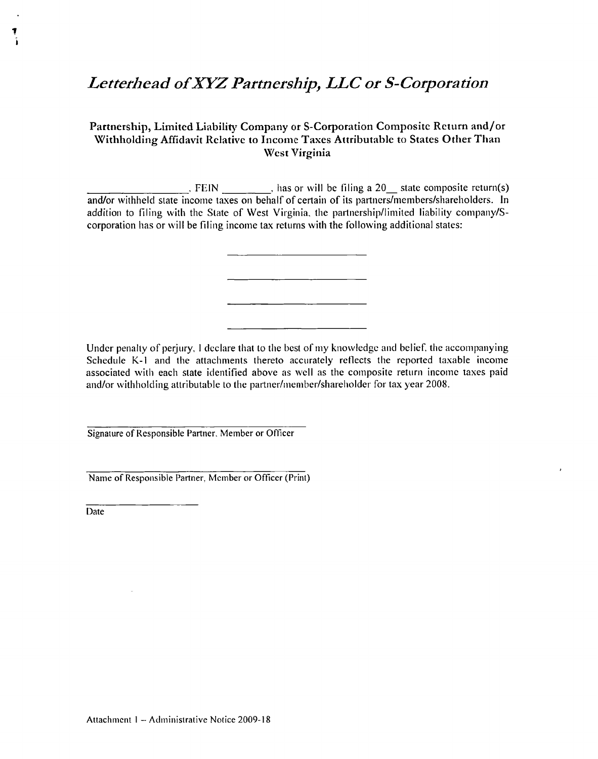# *Letterhead of XYZ Partnership, LLC or S-Corporation*

### Partnership, Limited Liability Company or S-Corporation Composite Return and/or Withholding Affidavit Relative to Income Taxes Attributable to States Other Than West Virginia

__________________, FEIN ________, has or will be filing a 20__ state composite return(s) and/or withheld state income taxes on behalf of certain of its partners/members/shareholders. In addition to filing with the State of West Virginia, the partnership/limited liability company/S-corporation has or will be filing income tax returns with the following additional states:

__________________________

__________________________

__________________________

__________________________

Under penalty of perjury, I declare that to the best of my knowledge and belief, the accompanying Schedule K-1 and the attachments thereto accurately reflects the reported taxable income associated with each state identified above as well as the composite return income taxes paid and/or withholding attributable to the partner/member/shareholder for tax year 2008.

______________________________________
Signature of Responsible Partner, Member or Officer

______________________________________
Name of Responsible Partner, Member or Officer (Print)

______________________
Date

Attachment 1 -- Administrative Notice 2009-18